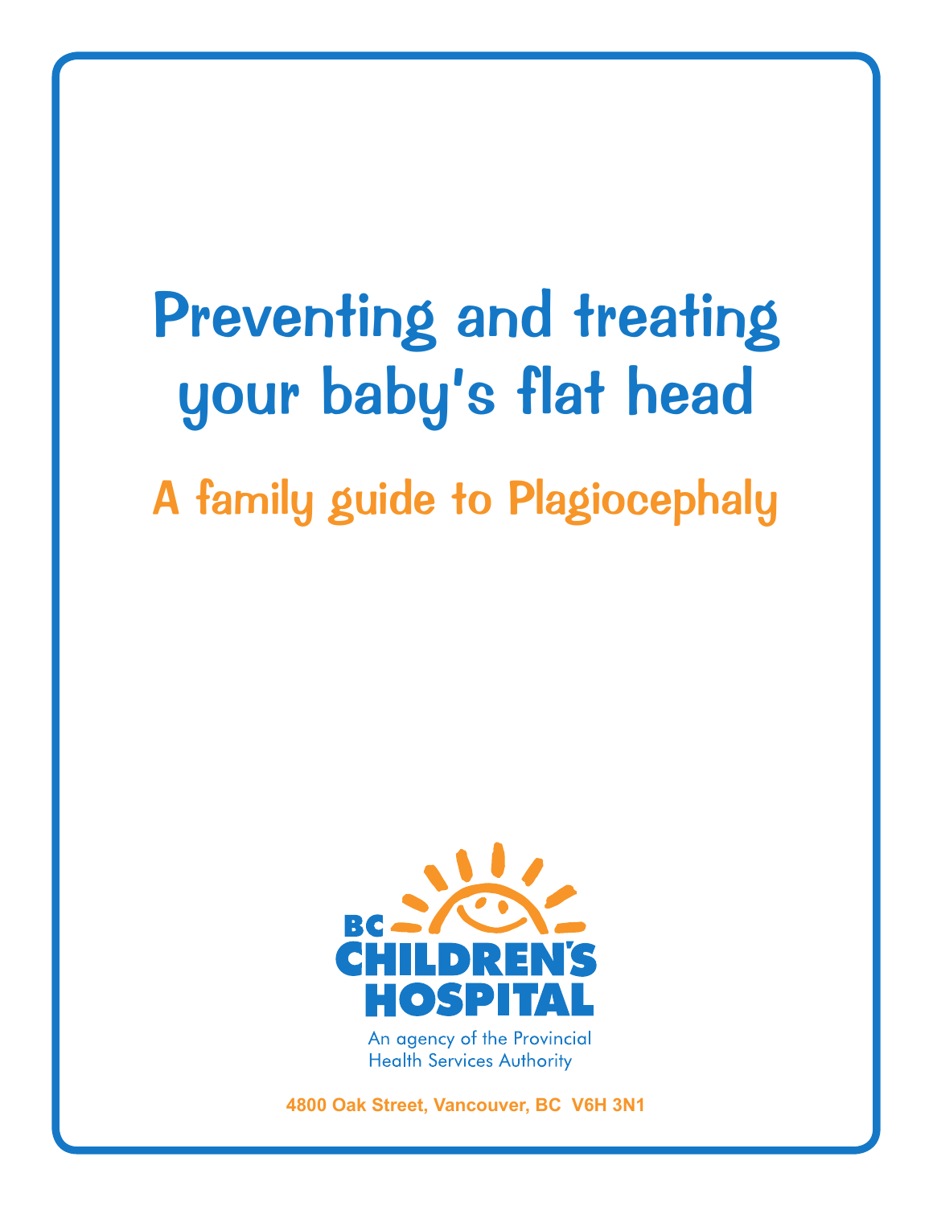# Preventing and treating your baby's flat head

## A family guide to Plagiocephaly

BC CHILDREN'S HOSPITAL

An agency of the Provincial Health Services Authority

4800 Oak Street, Vancouver, BC V6H 3N1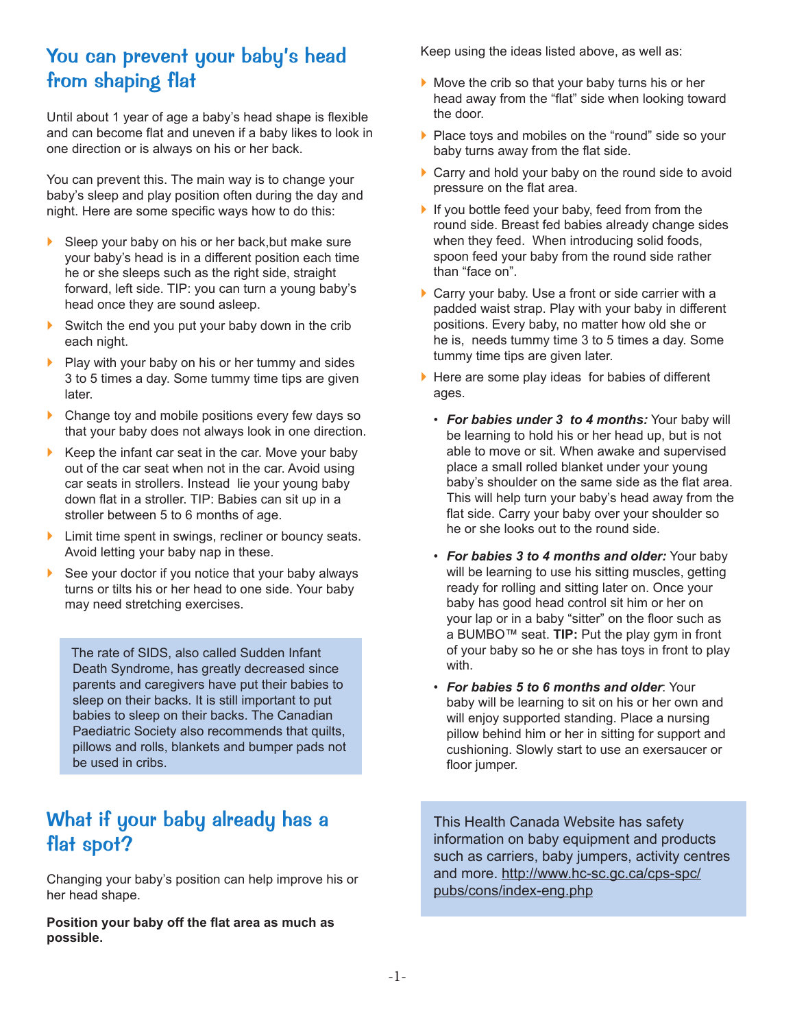## You can prevent your baby's head from shaping flat

Until about 1 year of age a baby's head shape is flexible and can become flat and uneven if a baby likes to look in one direction or is always on his or her back.

You can prevent this. The main way is to change your baby's sleep and play position often during the day and night. Here are some specific ways how to do this:

- Sleep your baby on his or her back,but make sure your baby's head is in a different position each time he or she sleeps such as the right side, straight forward, left side. TIP: you can turn a young baby's head once they are sound asleep.
- Switch the end you put your baby down in the crib each night.
- Play with your baby on his or her tummy and sides 3 to 5 times a day. Some tummy time tips are given later.
- Change toy and mobile positions every few days so that your baby does not always look in one direction.
- Keep the infant car seat in the car. Move your baby out of the car seat when not in the car. Avoid using car seats in strollers. Instead lie your young baby down flat in a stroller. TIP: Babies can sit up in a stroller between 5 to 6 months of age.
- Limit time spent in swings, recliner or bouncy seats. Avoid letting your baby nap in these.
- See your doctor if you notice that your baby always turns or tilts his or her head to one side. Your baby may need stretching exercises.

The rate of SIDS, also called Sudden Infant Death Syndrome, has greatly decreased since parents and caregivers have put their babies to sleep on their backs. It is still important to put babies to sleep on their backs. The Canadian Paediatric Society also recommends that quilts, pillows and rolls, blankets and bumper pads not be used in cribs.

## What if your baby already has a flat spot?

Changing your baby's position can help improve his or her head shape.

**Position your baby off the flat area as much as possible.**

Keep using the ideas listed above, as well as:

- Move the crib so that your baby turns his or her head away from the "flat" side when looking toward the door.
- Place toys and mobiles on the "round" side so your baby turns away from the flat side.
- Carry and hold your baby on the round side to avoid pressure on the flat area.
- If you bottle feed your baby, feed from from the round side. Breast fed babies already change sides when they feed. When introducing solid foods, spoon feed your baby from the round side rather than "face on".
- Carry your baby. Use a front or side carrier with a padded waist strap. Play with your baby in different positions. Every baby, no matter how old she or he is, needs tummy time 3 to 5 times a day. Some tummy time tips are given later.
- Here are some play ideas for babies of different ages.
  - ***For babies under 3 to 4 months:*** Your baby will be learning to hold his or her head up, but is not able to move or sit. When awake and supervised place a small rolled blanket under your young baby's shoulder on the same side as the flat area. This will help turn your baby's head away from the flat side. Carry your baby over your shoulder so he or she looks out to the round side.
  - ***For babies 3 to 4 months and older:*** Your baby will be learning to use his sitting muscles, getting ready for rolling and sitting later on. Once your baby has good head control sit him or her on your lap or in a baby "sitter" on the floor such as a BUMBO™ seat. **TIP:** Put the play gym in front of your baby so he or she has toys in front to play with.
  - ***For babies 5 to 6 months and older***: Your baby will be learning to sit on his or her own and will enjoy supported standing. Place a nursing pillow behind him or her in sitting for support and cushioning. Slowly start to use an exersaucer or floor jumper.

This Health Canada Website has safety information on baby equipment and products such as carriers, baby jumpers, activity centres and more. http://www.hc-sc.gc.ca/cps-spc/pubs/cons/index-eng.php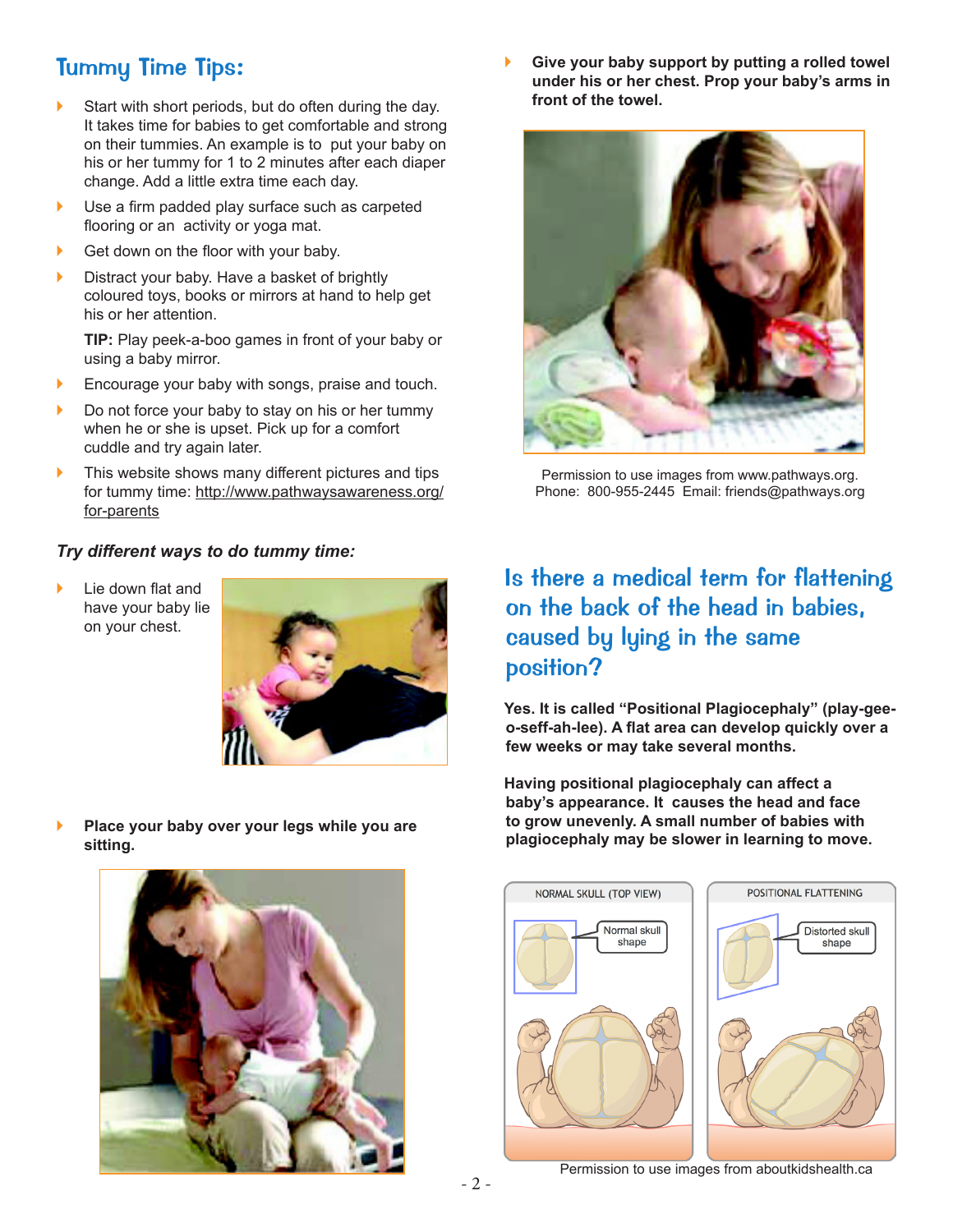## Tummy Time Tips:

- Start with short periods, but do often during the day. It takes time for babies to get comfortable and strong on their tummies. An example is to put your baby on his or her tummy for 1 to 2 minutes after each diaper change. Add a little extra time each day.
- Use a firm padded play surface such as carpeted flooring or an activity or yoga mat.
- Get down on the floor with your baby.
- Distract your baby. Have a basket of brightly coloured toys, books or mirrors at hand to help get his or her attention.

  **TIP:** Play peek-a-boo games in front of your baby or using a baby mirror.
- Encourage your baby with songs, praise and touch.
- Do not force your baby to stay on his or her tummy when he or she is upset. Pick up for a comfort cuddle and try again later.
- This website shows many different pictures and tips for tummy time: http://www.pathwaysawareness.org/for-parents

***Try different ways to do tummy time:***

- Lie down flat and have your baby lie on your chest.
- **Place your baby over your legs while you are sitting.**
- **Give your baby support by putting a rolled towel under his or her chest. Prop your baby's arms in front of the towel.**

Permission to use images from www.pathways.org.
Phone: 800-955-2445 Email: friends@pathways.org

## Is there a medical term for flattening on the back of the head in babies, caused by lying in the same position?

**Yes. It is called "Positional Plagiocephaly" (play-gee-o-seff-ah-lee). A flat area can develop quickly over a few weeks or may take several months.**

**Having positional plagiocephaly can affect a baby's appearance. It causes the head and face to grow unevenly. A small number of babies with plagiocephaly may be slower in learning to move.**

NORMAL SKULL (TOP VIEW) — Normal skull shape

POSITIONAL FLATTENING — Distorted skull shape

Permission to use images from aboutkidshealth.ca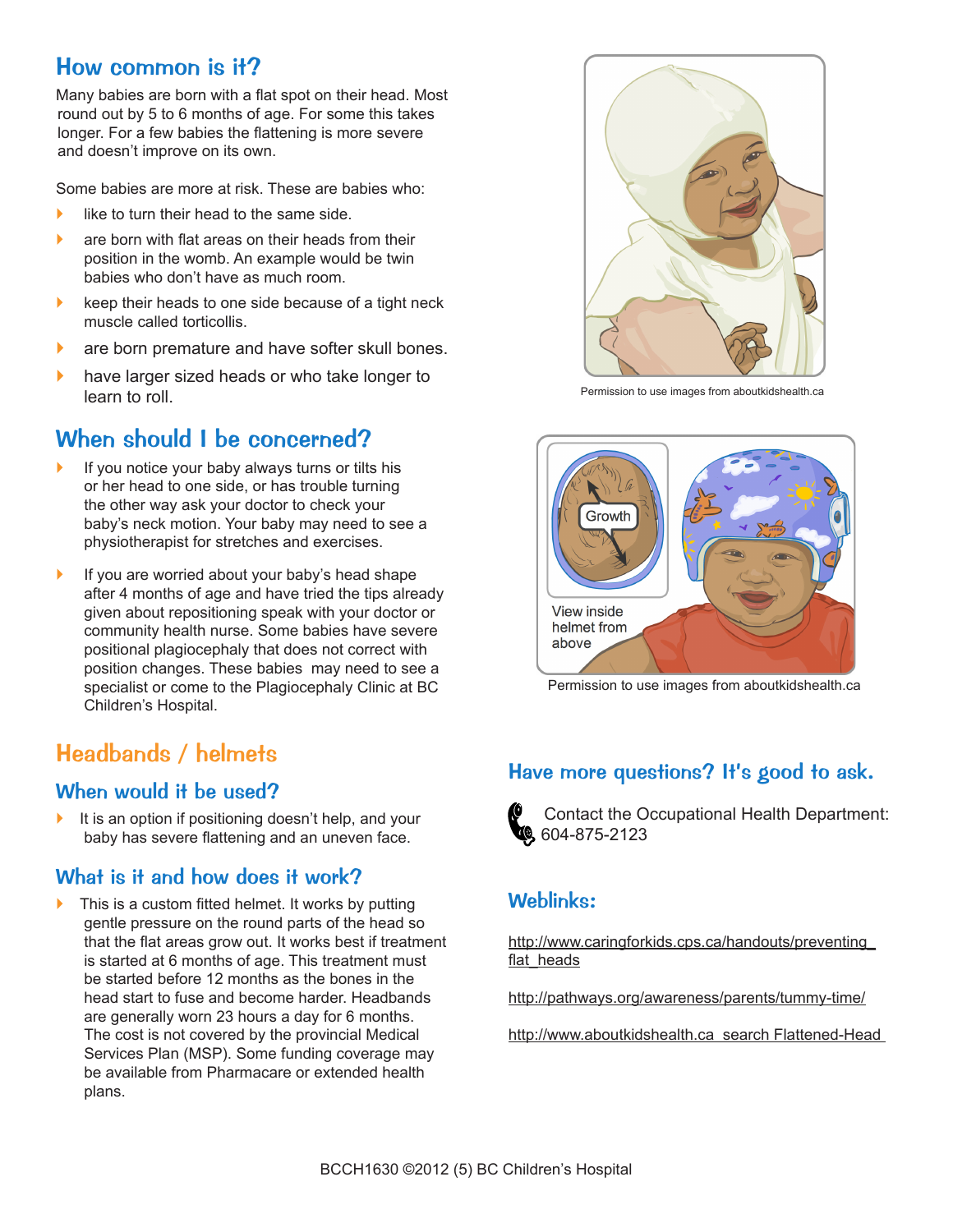## How common is it?

Many babies are born with a flat spot on their head. Most round out by 5 to 6 months of age. For some this takes longer. For a few babies the flattening is more severe and doesn't improve on its own.

Some babies are more at risk. These are babies who:

- like to turn their head to the same side.
- are born with flat areas on their heads from their position in the womb. An example would be twin babies who don't have as much room.
- keep their heads to one side because of a tight neck muscle called torticollis.
- are born premature and have softer skull bones.
- have larger sized heads or who take longer to learn to roll.

Permission to use images from aboutkidshealth.ca

## When should I be concerned?

- If you notice your baby always turns or tilts his or her head to one side, or has trouble turning the other way ask your doctor to check your baby's neck motion. Your baby may need to see a physiotherapist for stretches and exercises.
- If you are worried about your baby's head shape after 4 months of age and have tried the tips already given about repositioning speak with your doctor or community health nurse. Some babies have severe positional plagiocephaly that does not correct with position changes. These babies may need to see a specialist or come to the Plagiocephaly Clinic at BC Children's Hospital.

Growth

View inside helmet from above

Permission to use images from aboutkidshealth.ca

## Headbands / helmets

### When would it be used?

- It is an option if positioning doesn't help, and your baby has severe flattening and an uneven face.

### What is it and how does it work?

- This is a custom fitted helmet. It works by putting gentle pressure on the round parts of the head so that the flat areas grow out. It works best if treatment is started at 6 months of age. This treatment must be started before 12 months as the bones in the head start to fuse and become harder. Headbands are generally worn 23 hours a day for 6 months. The cost is not covered by the provincial Medical Services Plan (MSP). Some funding coverage may be available from Pharmacare or extended health plans.

## Have more questions? It's good to ask.

Contact the Occupational Health Department: 604-875-2123

## Weblinks:

http://www.caringforkids.cps.ca/handouts/preventing_flat_heads

http://pathways.org/awareness/parents/tummy-time/

http://www.aboutkidshealth.ca search Flattened-Head

BCCH1630 ©2012 (5) BC Children's Hospital